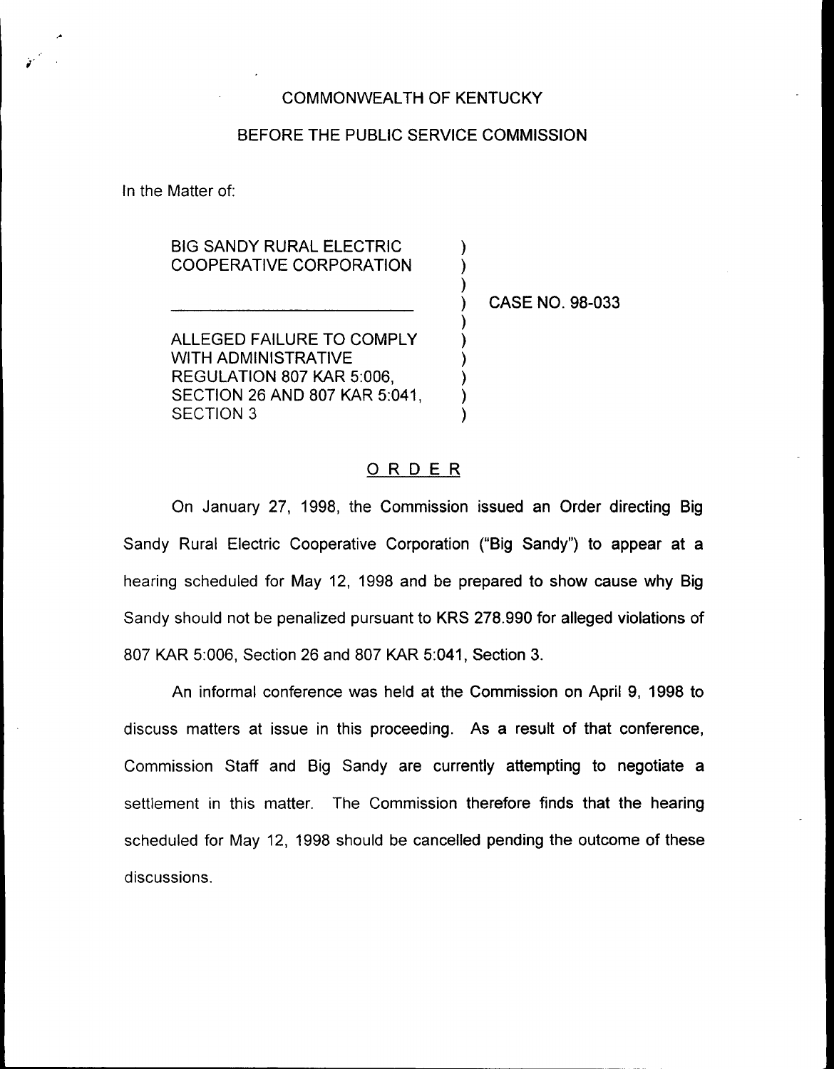COMMONWEALTH OF KENTUCKY

BEFORE THE PUBLIC SERVICE COMMISSION

In the Matter of:

BIG SANDY RURAL ELECTRIC COOPERATIVE CORPORATION

CASE NO. 98-033

ALLEGED FAILURE TO COMPLY WITH ADMINISTRATIVE REGULATION 807 KAR 5:006, SECTION 26 AND 807 KAR 5:041, SECTION 3

## ORDER

On January 27, 1998, the Commission issued an Order directing Big Sandy Rural Electric Cooperative Corporation ("Big Sandy") to appear at a hearing scheduled for May 12, 1998 and be prepared to show cause why Big Sandy should not be penalized pursuant to KRS 278.990 for alleged violations of 807 KAR 5:006, Section 26 and 807 KAR 5:041, Section 3.

An informal conference was held at the Commission on April 9, 1998 to discuss matters at issue in this proceeding. As a result of that conference, Commission Staff and Big Sandy are currently attempting to negotiate a settlement in this matter. The Commission therefore finds that the hearing scheduled for May 12, 1998 should be cancelled pending the outcome of these discussions.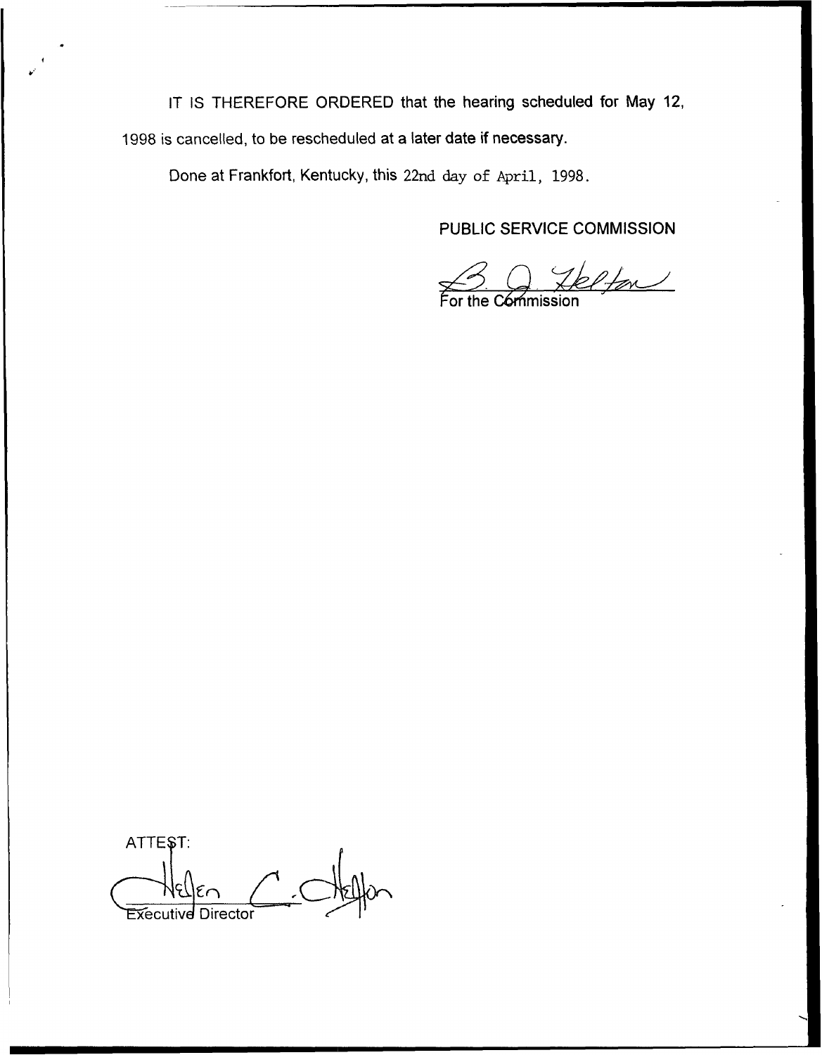IT IS THEREFORE ORDERED that the hearing scheduled for May 12, 1998 is cancelled, to be rescheduled at a later date if necessary.

Done at Frankfort, Kentucky, this 22nd day of April, 1998.

PUBLIC SERVICE COMMISSION

For the Commission

ATTEST:

Executive Director